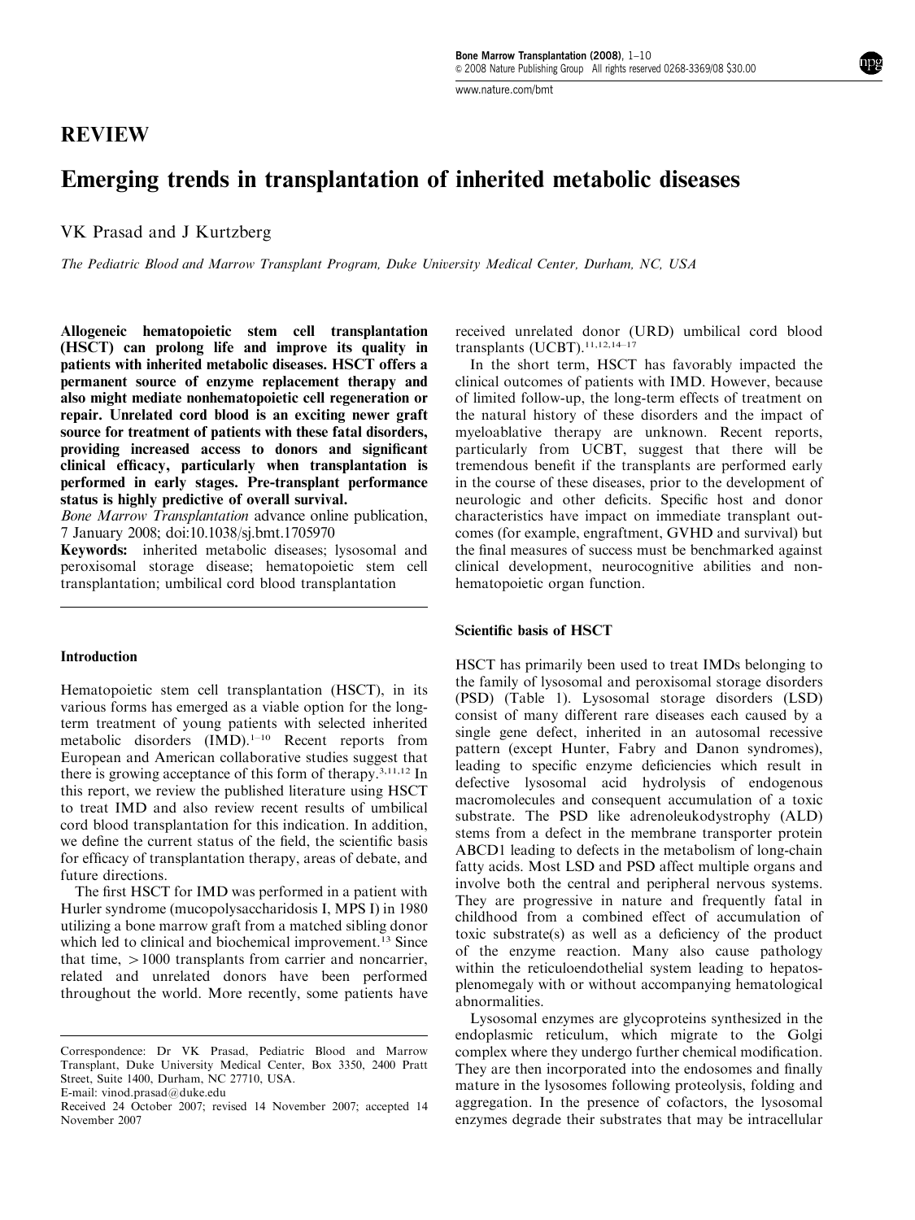## REVIEW

# Emerging trends in transplantation of inherited metabolic diseases

VK Prasad and J Kurtzberg

*The Pediatric Blood and Marrow Transplant Program, Duke University Medical Center, Durham, NC, USA*

**Allogeneic hematopoietic stem cell transplantation (HSCT) can prolong life and improve its quality in patients with inherited metabolic diseases. HSCT offers a permanent source of enzyme replacement therapy and also might mediate nonhematopoietic cell regeneration or repair. Unrelated cord blood is an exciting newer graft source for treatment of patients with these fatal disorders, providing increased access to donors and significant clinical efficacy, particularly when transplantation is performed in early stages. Pre-transplant performance status is highly predictive of overall survival.**

*Bone Marrow Transplantation* advance online publication, 7 January 2008; doi:10.1038/sj.bmt.1705970

**Keywords:** inherited metabolic diseases; lysosomal and peroxisomal storage disease; hematopoietic stem cell transplantation; umbilical cord blood transplantation

### Introduction

Hematopoietic stem cell transplantation (HSCT), in its various forms has emerged as a viable option for the long-term treatment of young patients with selected inherited metabolic disorders (IMD).[1–10] Recent reports from European and American collaborative studies suggest that there is growing acceptance of this form of therapy.[3,11,12] In this report, we review the published literature using HSCT to treat IMD and also review recent results of umbilical cord blood transplantation for this indication. In addition, we define the current status of the field, the scientific basis for efficacy of transplantation therapy, areas of debate, and future directions.

The first HSCT for IMD was performed in a patient with Hurler syndrome (mucopolysaccharidosis I, MPS I) in 1980 utilizing a bone marrow graft from a matched sibling donor which led to clinical and biochemical improvement.[13] Since that time, >1000 transplants from carrier and noncarrier, related and unrelated donors have been performed throughout the world. More recently, some patients have received unrelated donor (URD) umbilical cord blood transplants (UCBT).[11,12,14–17]

In the short term, HSCT has favorably impacted the clinical outcomes of patients with IMD. However, because of limited follow-up, the long-term effects of treatment on the natural history of these disorders and the impact of myeloablative therapy are unknown. Recent reports, particularly from UCBT, suggest that there will be tremendous benefit if the transplants are performed early in the course of these diseases, prior to the development of neurologic and other deficits. Specific host and donor characteristics have impact on immediate transplant outcomes (for example, engraftment, GVHD and survival) but the final measures of success must be benchmarked against clinical development, neurocognitive abilities and non-hematopoietic organ function.

### Scientific basis of HSCT

HSCT has primarily been used to treat IMDs belonging to the family of lysosomal and peroxisomal storage disorders (PSD) (Table 1). Lysosomal storage disorders (LSD) consist of many different rare diseases each caused by a single gene defect, inherited in an autosomal recessive pattern (except Hunter, Fabry and Danon syndromes), leading to specific enzyme deficiencies which result in defective lysosomal acid hydrolysis of endogenous macromolecules and consequent accumulation of a toxic substrate. The PSD like adrenoleukodystrophy (ALD) stems from a defect in the membrane transporter protein ABCD1 leading to defects in the metabolism of long-chain fatty acids. Most LSD and PSD affect multiple organs and involve both the central and peripheral nervous systems. They are progressive in nature and frequently fatal in childhood from a combined effect of accumulation of toxic substrate(s) as well as a deficiency of the product of the enzyme reaction. Many also cause pathology within the reticuloendothelial system leading to hepatosplenomegaly with or without accompanying hematological abnormalities.

Lysosomal enzymes are glycoproteins synthesized in the endoplasmic reticulum, which migrate to the Golgi complex where they undergo further chemical modification. They are then incorporated into the endosomes and finally mature in the lysosomes following proteolysis, folding and aggregation. In the presence of cofactors, the lysosomal enzymes degrade their substrates that may be intracellular

Correspondence: Dr VK Prasad, Pediatric Blood and Marrow Transplant, Duke University Medical Center, Box 3350, 2400 Pratt Street, Suite 1400, Durham, NC 27710, USA.
E-mail: vinod.prasad@duke.edu

Received 24 October 2007; revised 14 November 2007; accepted 14 November 2007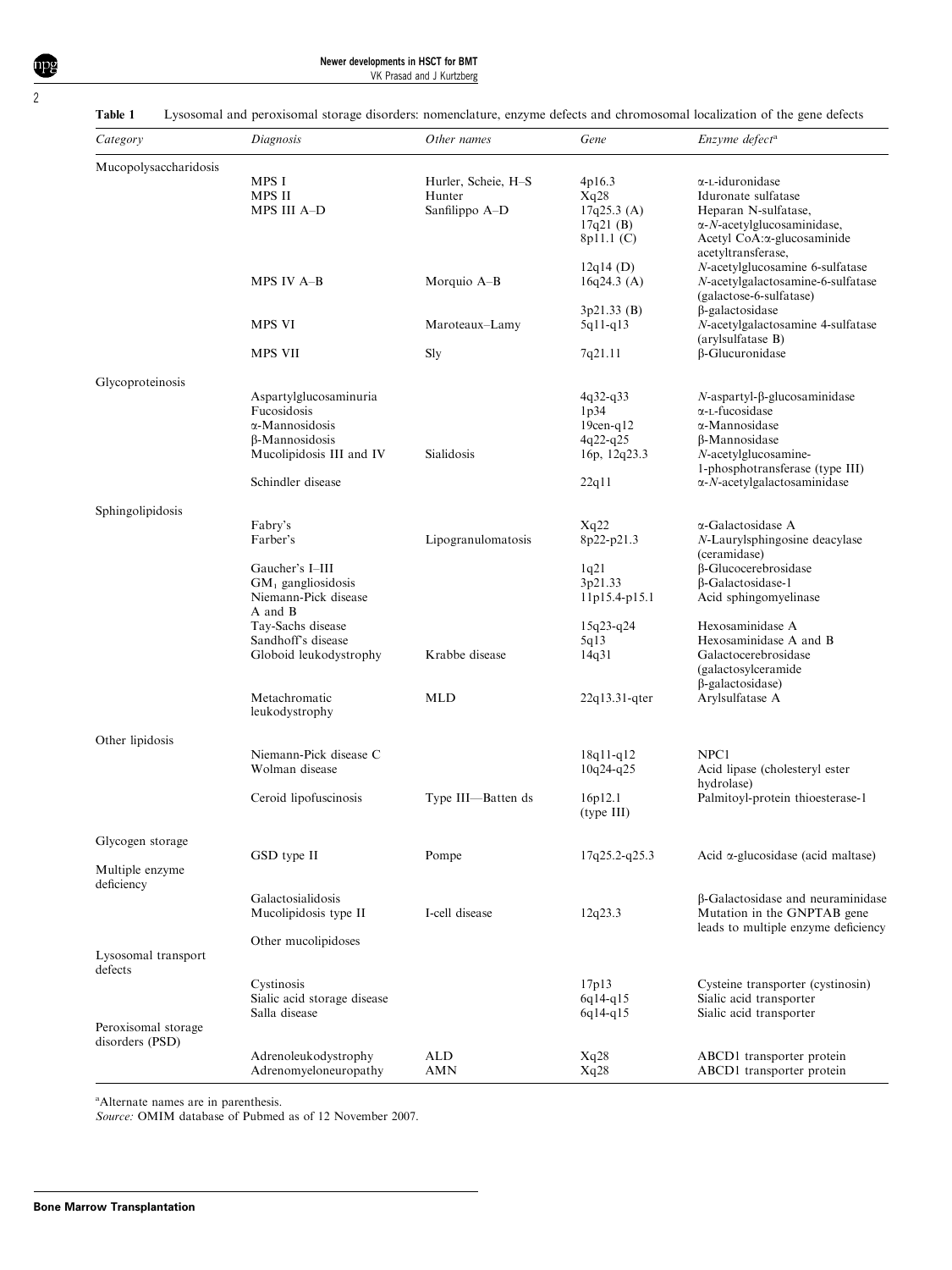**Table 1** Lysosomal and peroxisomal storage disorders: nomenclature, enzyme defects and chromosomal localization of the gene defects

| *Category* | *Diagnosis* | *Other names* | *Gene* | *Enzyme defect*[a] |
|---|---|---|---|---|
| Mucopolysaccharidosis | | | | |
| | MPS I | Hurler, Scheie, H–S | 4p16.3 | α-L-iduronidase |
| | MPS II | Hunter | Xq28 | Iduronate sulfatase |
| | MPS III A–D | Sanfilippo A–D | 17q25.3 (A) | Heparan N-sulfatase, |
| | | | 17q21 (B) | α-*N*-acetylglucosaminidase, |
| | | | 8p11.1 (C) | Acetyl CoA:α-glucosaminide acetyltransferase, |
| | | | 12q14 (D) | *N*-acetylglucosamine 6-sulfatase |
| | MPS IV A–B | Morquio A–B | 16q24.3 (A) | *N*-acetylgalactosamine-6-sulfatase (galactose-6-sulfatase) |
| | | | 3p21.33 (B) | β-galactosidase |
| | MPS VI | Maroteaux–Lamy | 5q11-q13 | *N*-acetylgalactosamine 4-sulfatase (arylsulfatase B) |
| | MPS VII | Sly | 7q21.11 | β-Glucuronidase |
| Glycoproteinosis | | | | |
| | Aspartylglucosaminuria | | 4q32-q33 | *N*-aspartyl-β-glucosaminidase |
| | Fucosidosis | | 1p34 | α-L-fucosidase |
| | α-Mannosidosis | | 19cen-q12 | α-Mannosidase |
| | β-Mannosidosis | | 4q22-q25 | β-Mannosidase |
| | Mucolipidosis III and IV | Sialidosis | 16p, 12q23.3 | *N*-acetylglucosamine-1-phosphotransferase (type III) |
| | Schindler disease | | 22q11 | α-*N*-acetylgalactosaminidase |
| Sphingolipidosis | | | | |
| | Fabry's | | Xq22 | α-Galactosidase A |
| | Farber's | Lipogranulomatosis | 8p22-p21.3 | *N*-Laurylsphingosine deacylase (ceramidase) |
| | Gaucher's I–III | | 1q21 | β-Glucocerebrosidase |
| | $GM_1$ gangliosidosis | | 3p21.33 | β-Galactosidase-1 |
| | Niemann-Pick disease A and B | | 11p15.4-p15.1 | Acid sphingomyelinase |
| | Tay-Sachs disease | | 15q23-q24 | Hexosaminidase A |
| | Sandhoff's disease | | 5q13 | Hexosaminidase A and B |
| | Globoid leukodystrophy | Krabbe disease | 14q31 | Galactocerebrosidase (galactosylceramide β-galactosidase) |
| | Metachromatic leukodystrophy | MLD | 22q13.31-qter | Arylsulfatase A |
| Other lipidosis | | | | |
| | Niemann-Pick disease C | | 18q11-q12 | NPC1 |
| | Wolman disease | | 10q24-q25 | Acid lipase (cholesteryl ester hydrolase) |
| | Ceroid lipofuscinosis | Type III—Batten ds | 16p12.1 (type III) | Palmitoyl-protein thioesterase-1 |
| Glycogen storage | | | | |
| | GSD type II | Pompe | 17q25.2-q25.3 | Acid α-glucosidase (acid maltase) |
| Multiple enzyme deficiency | | | | |
| | Galactosialidosis | | | β-Galactosidase and neuraminidase |
| | Mucolipidosis type II | I-cell disease | 12q23.3 | Mutation in the GNPTAB gene leads to multiple enzyme deficiency |
| | Other mucolipidoses | | | |
| Lysosomal transport defects | | | | |
| | Cystinosis | | 17p13 | Cysteine transporter (cystinosin) |
| | Sialic acid storage disease | | 6q14-q15 | Sialic acid transporter |
| | Salla disease | | 6q14-q15 | Sialic acid transporter |
| Peroxisomal storage disorders (PSD) | | | | |
| | Adrenoleukodystrophy | ALD | Xq28 | ABCD1 transporter protein |
| | Adrenomyeloneuropathy | AMN | Xq28 | ABCD1 transporter protein |

[a]Alternate names are in parenthesis.
*Source:* OMIM database of Pubmed as of 12 November 2007.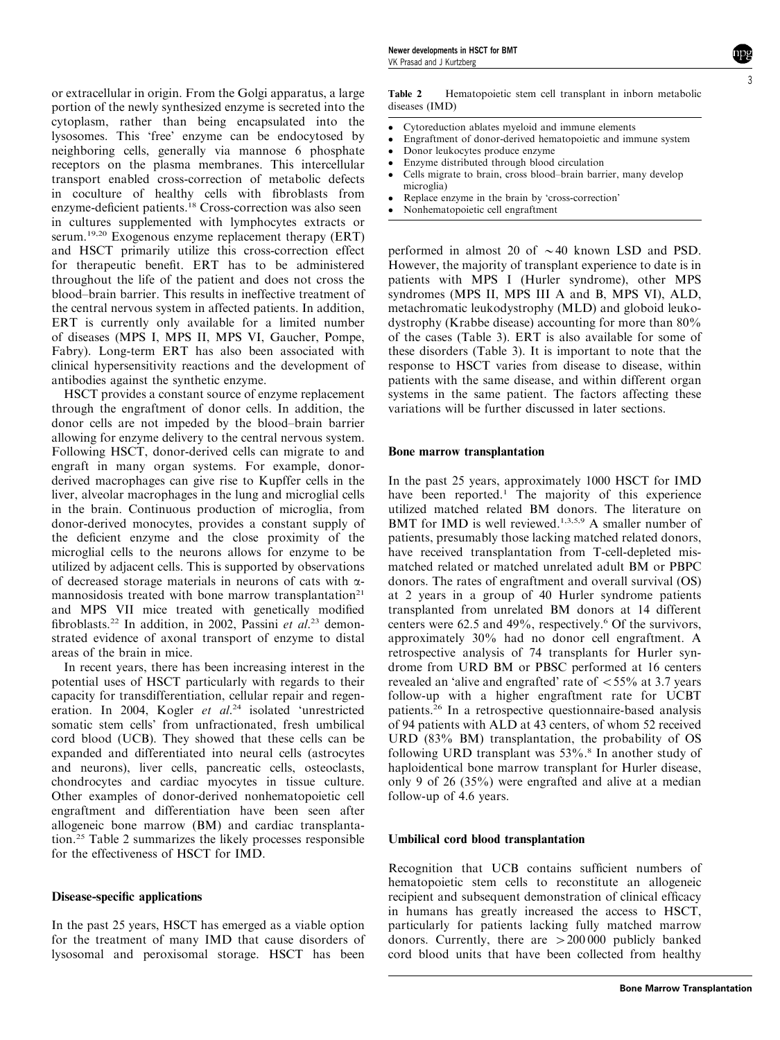or extracellular in origin. From the Golgi apparatus, a large portion of the newly synthesized enzyme is secreted into the cytoplasm, rather than being encapsulated into the lysosomes. This 'free' enzyme can be endocytosed by neighboring cells, generally via mannose 6 phosphate receptors on the plasma membranes. This intercellular transport enabled cross-correction of metabolic defects in coculture of healthy cells with fibroblasts from enzyme-deficient patients.[18] Cross-correction was also seen in cultures supplemented with lymphocytes extracts or serum.[19,20] Exogenous enzyme replacement therapy (ERT) and HSCT primarily utilize this cross-correction effect for therapeutic benefit. ERT has to be administered throughout the life of the patient and does not cross the blood–brain barrier. This results in ineffective treatment of the central nervous system in affected patients. In addition, ERT is currently only available for a limited number of diseases (MPS I, MPS II, MPS VI, Gaucher, Pompe, Fabry). Long-term ERT has also been associated with clinical hypersensitivity reactions and the development of antibodies against the synthetic enzyme.

HSCT provides a constant source of enzyme replacement through the engraftment of donor cells. In addition, the donor cells are not impeded by the blood–brain barrier allowing for enzyme delivery to the central nervous system. Following HSCT, donor-derived cells can migrate to and engraft in many organ systems. For example, donor-derived macrophages can give rise to Kupffer cells in the liver, alveolar macrophages in the lung and microglial cells in the brain. Continuous production of microglia, from donor-derived monocytes, provides a constant supply of the deficient enzyme and the close proximity of the microglial cells to the neurons allows for enzyme to be utilized by adjacent cells. This is supported by observations of decreased storage materials in neurons of cats with α-mannosidosis treated with bone marrow transplantation[21] and MPS VII mice treated with genetically modified fibroblasts.[22] In addition, in 2002, Passini *et al.*[23] demonstrated evidence of axonal transport of enzyme to distal areas of the brain in mice.

In recent years, there has been increasing interest in the potential uses of HSCT particularly with regards to their capacity for transdifferentiation, cellular repair and regeneration. In 2004, Kogler *et al.*[24] isolated 'unrestricted somatic stem cells' from unfractionated, fresh umbilical cord blood (UCB). They showed that these cells can be expanded and differentiated into neural cells (astrocytes and neurons), liver cells, pancreatic cells, osteoclasts, chondrocytes and cardiac myocytes in tissue culture. Other examples of donor-derived nonhematopoietic cell engraftment and differentiation have been seen after allogeneic bone marrow (BM) and cardiac transplantation.[25] Table 2 summarizes the likely processes responsible for the effectiveness of HSCT for IMD.

**Table 2** Hematopoietic stem cell transplant in inborn metabolic diseases (IMD)

- Cytoreduction ablates myeloid and immune elements
- Engraftment of donor-derived hematopoietic and immune system
- Donor leukocytes produce enzyme
- Enzyme distributed through blood circulation
- Cells migrate to brain, cross blood–brain barrier, many develop microglia)
- Replace enzyme in the brain by 'cross-correction'
- Nonhematopoietic cell engraftment

## Disease-specific applications

In the past 25 years, HSCT has emerged as a viable option for the treatment of many IMD that cause disorders of lysosomal and peroxisomal storage. HSCT has been performed in almost 20 of ~40 known LSD and PSD. However, the majority of transplant experience to date is in patients with MPS I (Hurler syndrome), other MPS syndromes (MPS II, MPS III A and B, MPS VI), ALD, metachromatic leukodystrophy (MLD) and globoid leukodystrophy (Krabbe disease) accounting for more than 80% of the cases (Table 3). ERT is also available for some of these disorders (Table 3). It is important to note that the response to HSCT varies from disease to disease, within patients with the same disease, and within different organ systems in the same patient. The factors affecting these variations will be further discussed in later sections.

## Bone marrow transplantation

In the past 25 years, approximately 1000 HSCT for IMD have been reported.[1] The majority of this experience utilized matched related BM donors. The literature on BMT for IMD is well reviewed.[1,3,5,9] A smaller number of patients, presumably those lacking matched related donors, have received transplantation from T-cell-depleted mismatched related or matched unrelated adult BM or PBPC donors. The rates of engraftment and overall survival (OS) at 2 years in a group of 40 Hurler syndrome patients transplanted from unrelated BM donors at 14 different centers were 62.5 and 49%, respectively.[6] Of the survivors, approximately 30% had no donor cell engraftment. A retrospective analysis of 74 transplants for Hurler syndrome from URD BM or PBSC performed at 16 centers revealed an 'alive and engrafted' rate of <55% at 3.7 years follow-up with a higher engraftment rate for UCBT patients.[26] In a retrospective questionnaire-based analysis of 94 patients with ALD at 43 centers, of whom 52 received URD (83% BM) transplantation, the probability of OS following URD transplant was 53%.[8] In another study of haploidentical bone marrow transplant for Hurler disease, only 9 of 26 (35%) were engrafted and alive at a median follow-up of 4.6 years.

## Umbilical cord blood transplantation

Recognition that UCB contains sufficient numbers of hematopoietic stem cells to reconstitute an allogeneic recipient and subsequent demonstration of clinical efficacy in humans has greatly increased the access to HSCT, particularly for patients lacking fully matched marrow donors. Currently, there are >200 000 publicly banked cord blood units that have been collected from healthy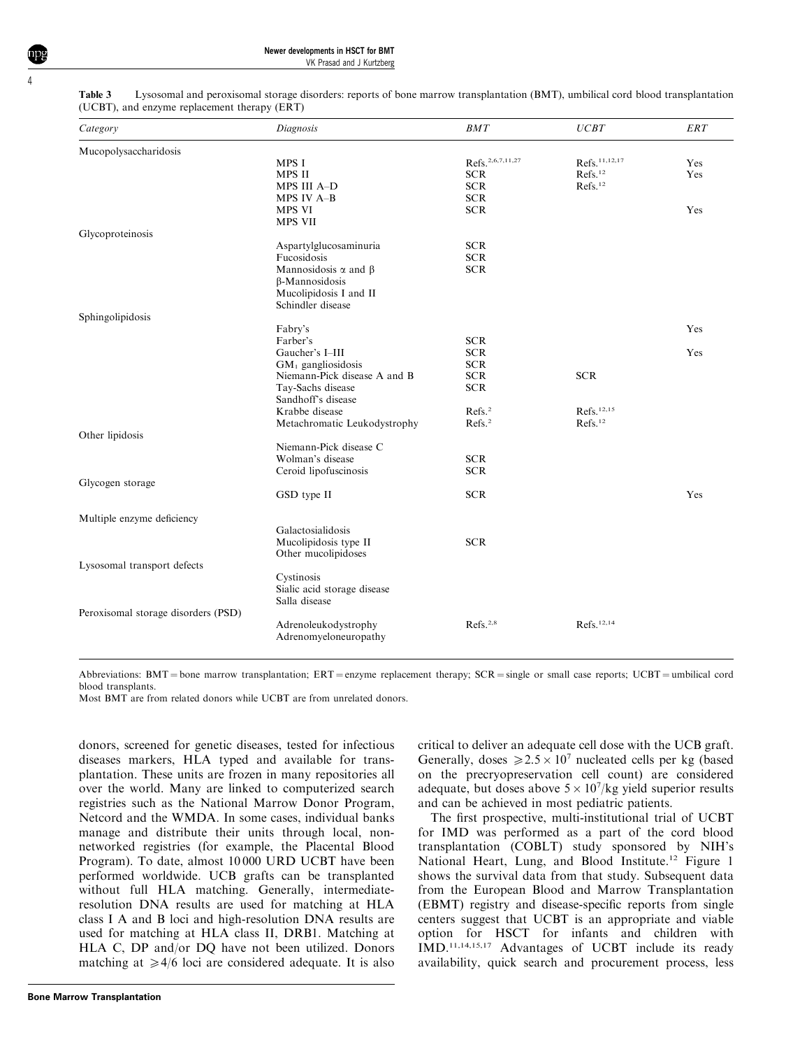**Table 3** Lysosomal and peroxisomal storage disorders: reports of bone marrow transplantation (BMT), umbilical cord blood transplantation (UCBT), and enzyme replacement therapy (ERT)

| Category | Diagnosis | BMT | UCBT | ERT |
|---|---|---|---|---|
| Mucopolysaccharidosis | | | | |
| | MPS I | Refs.[2,6,7,11,27] | Refs.[11,12,17] | Yes |
| | MPS II | SCR | Refs.[12] | Yes |
| | MPS III A–D | SCR | Refs.[12] | |
| | MPS IV A–B | SCR | | |
| | MPS VI | SCR | | Yes |
| | MPS VII | | | |
| Glycoproteinosis | | | | |
| | Aspartylglucosaminuria | SCR | | |
| | Fucosidosis | SCR | | |
| | Mannosidosis $\alpha$ and $\beta$ | SCR | | |
| | $\beta$-Mannosidosis | | | |
| | Mucolipidosis I and II | | | |
| | Schindler disease | | | |
| Sphingolipidosis | | | | |
| | Fabry's | | | Yes |
| | Farber's | SCR | | |
| | Gaucher's I–III | SCR | | Yes |
| | $GM_1$ gangliosidosis | SCR | | |
| | Niemann-Pick disease A and B | SCR | SCR | |
| | Tay-Sachs disease | SCR | | |
| | Sandhoff's disease | | | |
| | Krabbe disease | Refs.[2] | Refs.[12,15] | |
| | Metachromatic Leukodystrophy | Refs.[2] | Refs.[12] | |
| Other lipidosis | | | | |
| | Niemann-Pick disease C | | | |
| | Wolman's disease | SCR | | |
| | Ceroid lipofuscinosis | SCR | | |
| Glycogen storage | | | | |
| | GSD type II | SCR | | Yes |
| Multiple enzyme deficiency | | | | |
| | Galactosialidosis | | | |
| | Mucolipidosis type II | SCR | | |
| | Other mucolipidoses | | | |
| Lysosomal transport defects | | | | |
| | Cystinosis | | | |
| | Sialic acid storage disease | | | |
| | Salla disease | | | |
| Peroxisomal storage disorders (PSD) | | | | |
| | Adrenoleukodystrophy | Refs.[2,8] | Refs.[12,14] | |
| | Adrenomyeloneuropathy | | | |

Abbreviations: BMT = bone marrow transplantation; ERT = enzyme replacement therapy; SCR = single or small case reports; UCBT = umbilical cord blood transplants.
Most BMT are from related donors while UCBT are from unrelated donors.

donors, screened for genetic diseases, tested for infectious diseases markers, HLA typed and available for transplantation. These units are frozen in many repositories all over the world. Many are linked to computerized search registries such as the National Marrow Donor Program, Netcord and the WMDA. In some cases, individual banks manage and distribute their units through local, non-networked registries (for example, the Placental Blood Program). To date, almost 10 000 URD UCBT have been performed worldwide. UCB grafts can be transplanted without full HLA matching. Generally, intermediate-resolution DNA results are used for matching at HLA class I A and B loci and high-resolution DNA results are used for matching at HLA class II, DRB1. Matching at HLA C, DP and/or DQ have not been utilized. Donors matching at $\geqslant 4/6$ loci are considered adequate. It is also critical to deliver an adequate cell dose with the UCB graft. Generally, doses $\geqslant 2.5 \times 10^7$ nucleated cells per kg (based on the precryopreservation cell count) are considered adequate, but doses above $5 \times 10^7$/kg yield superior results and can be achieved in most pediatric patients.

The first prospective, multi-institutional trial of UCBT for IMD was performed as a part of the cord blood transplantation (COBLT) study sponsored by NIH's National Heart, Lung, and Blood Institute.[12] Figure 1 shows the survival data from that study. Subsequent data from the European Blood and Marrow Transplantation (EBMT) registry and disease-specific reports from single centers suggest that UCBT is an appropriate and viable option for HSCT for infants and children with IMD.[11,14,15,17] Advantages of UCBT include its ready availability, quick search and procurement process, less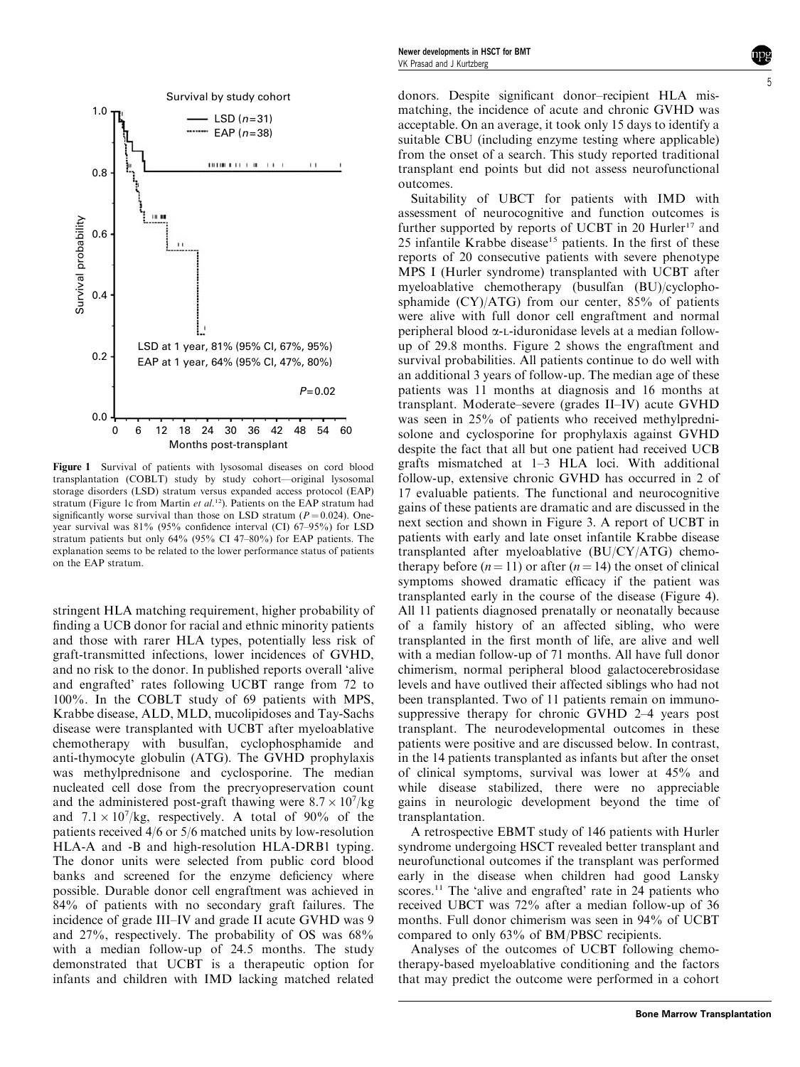Figure 1 Survival of patients with lysosomal diseases on cord blood transplantation (COBLT) study by study cohort—original lysosomal storage disorders (LSD) stratum versus expanded access protocol (EAP) stratum (Figure 1c from Martin *et al.*[12]). Patients on the EAP stratum had significantly worse survival than those on LSD stratum ($P = 0.024$). One-year survival was 81% (95% confidence interval (CI) 67–95%) for LSD stratum patients but only 64% (95% CI 47–80%) for EAP patients. The explanation seems to be related to the lower performance status of patients on the EAP stratum.

stringent HLA matching requirement, higher probability of finding a UCB donor for racial and ethnic minority patients and those with rarer HLA types, potentially less risk of graft-transmitted infections, lower incidences of GVHD, and no risk to the donor. In published reports overall 'alive and engrafted' rates following UCBT range from 72 to 100%. In the COBLT study of 69 patients with MPS, Krabbe disease, ALD, MLD, mucolipidoses and Tay-Sachs disease were transplanted with UCBT after myeloablative chemotherapy with busulfan, cyclophosphamide and anti-thymocyte globulin (ATG). The GVHD prophylaxis was methylprednisone and cyclosporine. The median nucleated cell dose from the precryopreservation count and the administered post-graft thawing were $8.7 \times 10^7$/kg and $7.1 \times 10^7$/kg, respectively. A total of 90% of the patients received 4/6 or 5/6 matched units by low-resolution HLA-A and -B and high-resolution HLA-DRB1 typing. The donor units were selected from public cord blood banks and screened for the enzyme deficiency where possible. Durable donor cell engraftment was achieved in 84% of patients with no secondary graft failures. The incidence of grade III–IV and grade II acute GVHD was 9 and 27%, respectively. The probability of OS was 68% with a median follow-up of 24.5 months. The study demonstrated that UCBT is a therapeutic option for infants and children with IMD lacking matched related donors. Despite significant donor–recipient HLA mismatching, the incidence of acute and chronic GVHD was acceptable. On an average, it took only 15 days to identify a suitable CBU (including enzyme testing where applicable) from the onset of a search. This study reported traditional transplant end points but did not assess neurofunctional outcomes.

Suitability of UBCT for patients with IMD with assessment of neurocognitive and function outcomes is further supported by reports of UCBT in 20 Hurler[17] and 25 infantile Krabbe disease[15] patients. In the first of these reports of 20 consecutive patients with severe phenotype MPS I (Hurler syndrome) transplanted with UCBT after myeloablative chemotherapy (busulfan (BU)/cyclophosphamide (CY)/ATG) from our center, 85% of patients were alive with full donor cell engraftment and normal peripheral blood α-L-iduronidase levels at a median follow-up of 29.8 months. Figure 2 shows the engraftment and survival probabilities. All patients continue to do well with an additional 3 years of follow-up. The median age of these patients was 11 months at diagnosis and 16 months at transplant. Moderate–severe (grades II–IV) acute GVHD was seen in 25% of patients who received methylprednisolone and cyclosporine for prophylaxis against GVHD despite the fact that all but one patient had received UCB grafts mismatched at 1–3 HLA loci. With additional follow-up, extensive chronic GVHD has occurred in 2 of 17 evaluable patients. The functional and neurocognitive gains of these patients are dramatic and are discussed in the next section and shown in Figure 3. A report of UCBT in patients with early and late onset infantile Krabbe disease transplanted after myeloablative (BU/CY/ATG) chemotherapy before ($n = 11$) or after ($n = 14$) the onset of clinical symptoms showed dramatic efficacy if the patient was transplanted early in the course of the disease (Figure 4). All 11 patients diagnosed prenatally or neonatally because of a family history of an affected sibling, who were transplanted in the first month of life, are alive and well with a median follow-up of 71 months. All have full donor chimerism, normal peripheral blood galactocerebrosidase levels and have outlived their affected siblings who had not been transplanted. Two of 11 patients remain on immunosuppressive therapy for chronic GVHD 2–4 years post transplant. The neurodevelopmental outcomes in these patients were positive and are discussed below. In contrast, in the 14 patients transplanted as infants but after the onset of clinical symptoms, survival was lower at 45% and while disease stabilized, there were no appreciable gains in neurologic development beyond the time of transplantation.

A retrospective EBMT study of 146 patients with Hurler syndrome undergoing HSCT revealed better transplant and neurofunctional outcomes if the transplant was performed early in the disease when children had good Lansky scores.[11] The 'alive and engrafted' rate in 24 patients who received UBCT was 72% after a median follow-up of 36 months. Full donor chimerism was seen in 94% of UCBT compared to only 63% of BM/PBSC recipients.

Analyses of the outcomes of UCBT following chemotherapy-based myeloablative conditioning and the factors that may predict the outcome were performed in a cohort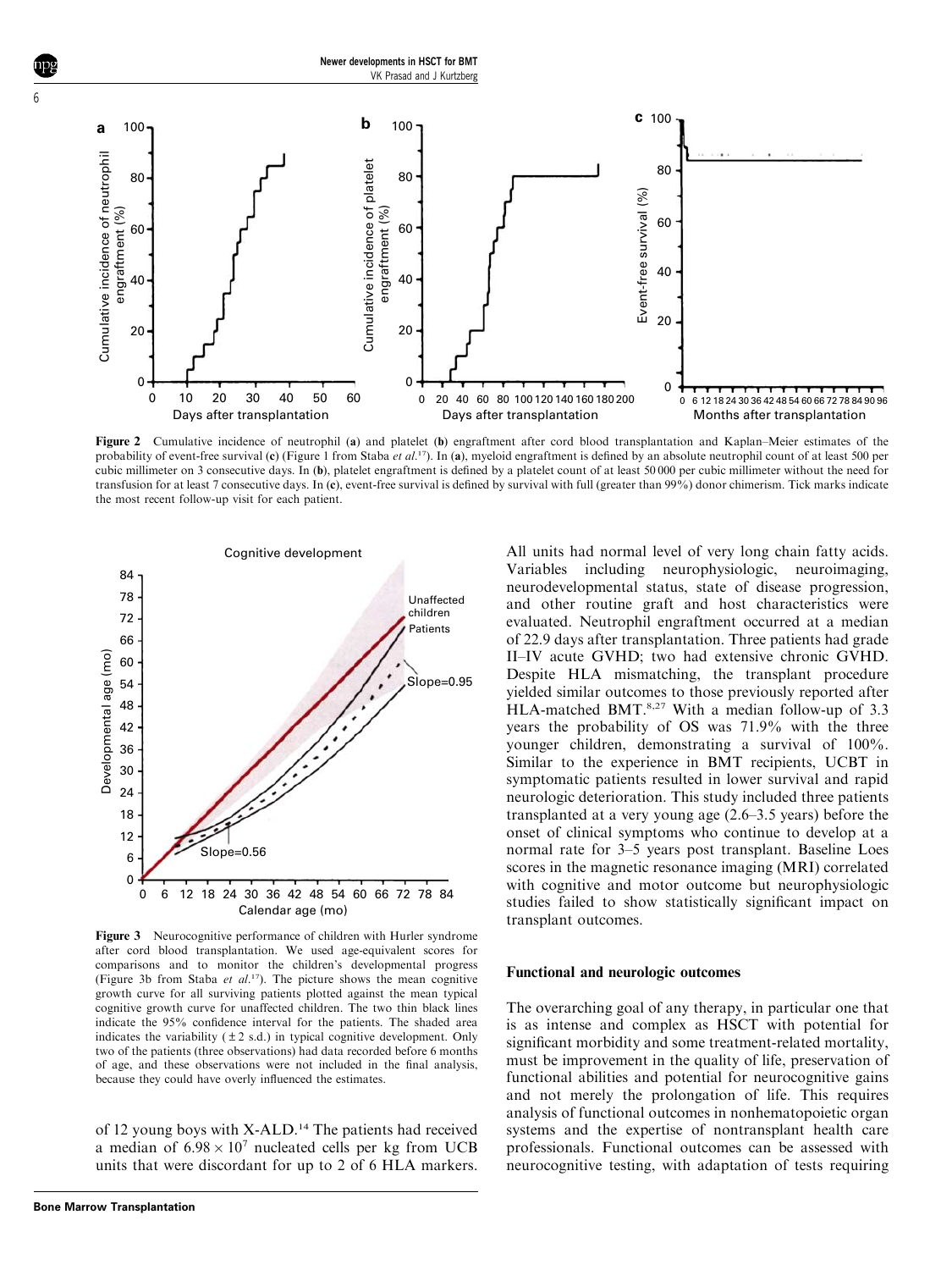Figure 2 Cumulative incidence of neutrophil (**a**) and platelet (**b**) engraftment after cord blood transplantation and Kaplan–Meier estimates of the probability of event-free survival (**c**) (Figure 1 from Staba *et al.*[17]). In (**a**), myeloid engraftment is defined by an absolute neutrophil count of at least 500 per cubic millimeter on 3 consecutive days. In (**b**), platelet engraftment is defined by a platelet count of at least 50 000 per cubic millimeter without the need for transfusion for at least 7 consecutive days. In (**c**), event-free survival is defined by survival with full (greater than 99%) donor chimerism. Tick marks indicate the most recent follow-up visit for each patient.

Figure 3 Neurocognitive performance of children with Hurler syndrome after cord blood transplantation. We used age-equivalent scores for comparisons and to monitor the children's developmental progress (Figure 3b from Staba *et al.*[17]). The picture shows the mean cognitive growth curve for all surviving patients plotted against the mean typical cognitive growth curve for unaffected children. The two thin black lines indicate the 95% confidence interval for the patients. The shaded area indicates the variability ($\pm 2$ s.d.) in typical cognitive development. Only two of the patients (three observations) had data recorded before 6 months of age, and these observations were not included in the final analysis, because they could have overly influenced the estimates.

of 12 young boys with X-ALD.[14] The patients had received a median of $6.98 \times 10^7$ nucleated cells per kg from UCB units that were discordant for up to 2 of 6 HLA markers. All units had normal level of very long chain fatty acids. Variables including neurophysiologic, neuroimaging, neurodevelopmental status, state of disease progression, and other routine graft and host characteristics were evaluated. Neutrophil engraftment occurred at a median of 22.9 days after transplantation. Three patients had grade II–IV acute GVHD; two had extensive chronic GVHD. Despite HLA mismatching, the transplant procedure yielded similar outcomes to those previously reported after HLA-matched BMT.[8,27] With a median follow-up of 3.3 years the probability of OS was 71.9% with the three younger children, demonstrating a survival of 100%. Similar to the experience in BMT recipients, UCBT in symptomatic patients resulted in lower survival and rapid neurologic deterioration. This study included three patients transplanted at a very young age (2.6–3.5 years) before the onset of clinical symptoms who continue to develop at a normal rate for 3–5 years post transplant. Baseline Loes scores in the magnetic resonance imaging (MRI) correlated with cognitive and motor outcome but neurophysiologic studies failed to show statistically significant impact on transplant outcomes.

## Functional and neurologic outcomes

The overarching goal of any therapy, in particular one that is as intense and complex as HSCT with potential for significant morbidity and some treatment-related mortality, must be improvement in the quality of life, preservation of functional abilities and potential for neurocognitive gains and not merely the prolongation of life. This requires analysis of functional outcomes in nonhematopoietic organ systems and the expertise of nontransplant health care professionals. Functional outcomes can be assessed with neurocognitive testing, with adaptation of tests requiring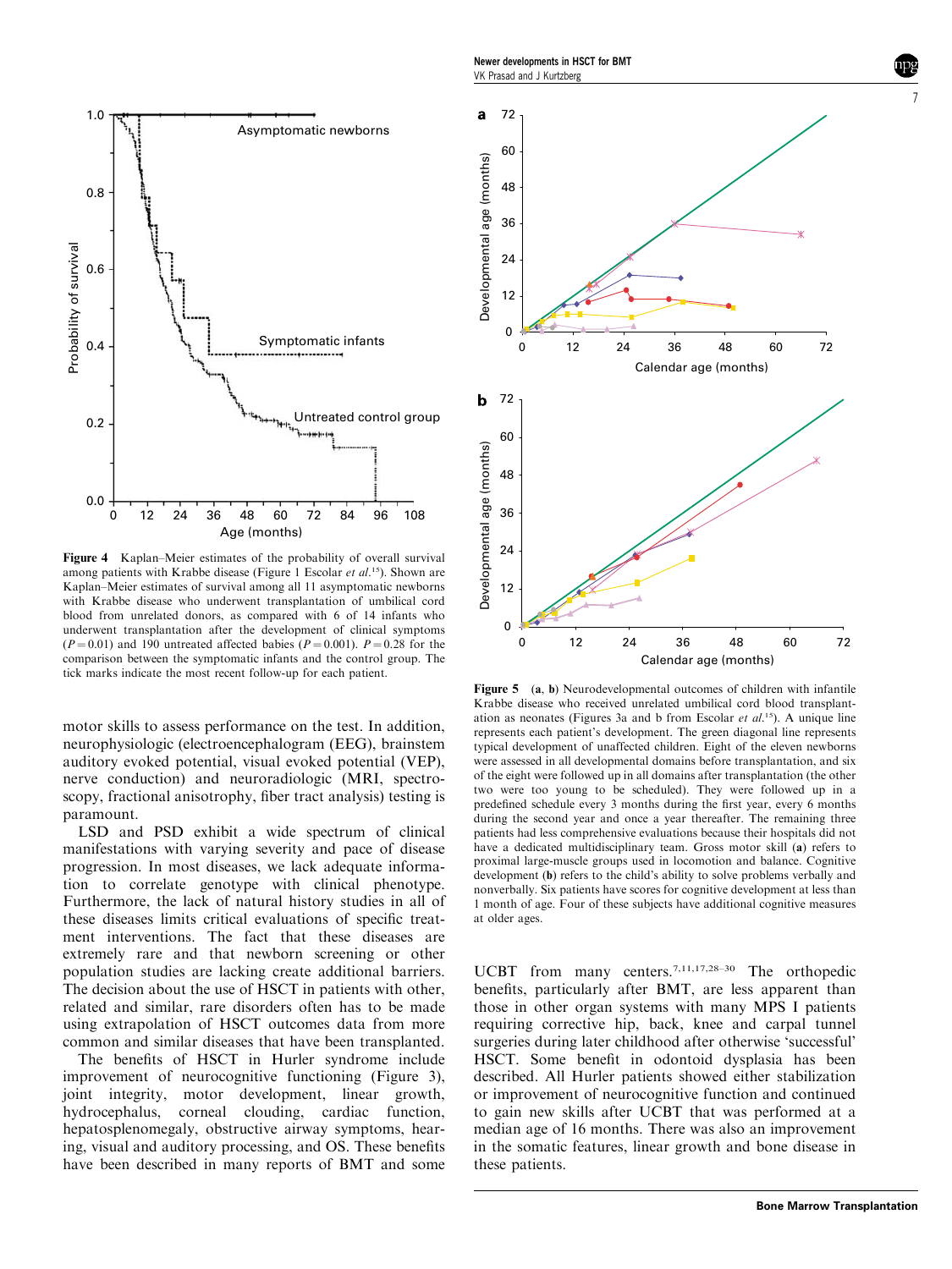1.0

0.8

0.6

0.4

0.2

0.0

Probability of survival

Asymptomatic newborns

Symptomatic infants

Untreated control group

0 12 24 36 48 60 72 84 96 108

Age (months)

**Figure 4** Kaplan–Meier estimates of the probability of overall survival among patients with Krabbe disease (Figure 1 Escolar *et al.*[15]). Shown are Kaplan–Meier estimates of survival among all 11 asymptomatic newborns with Krabbe disease who underwent transplantation of umbilical cord blood from unrelated donors, as compared with 6 of 14 infants who underwent transplantation after the development of clinical symptoms ($P = 0.01$) and 190 untreated affected babies ($P = 0.001$). $P = 0.28$ for the comparison between the symptomatic infants and the control group. The tick marks indicate the most recent follow-up for each patient.

motor skills to assess performance on the test. In addition, neurophysiologic (electroencephalogram (EEG), brainstem auditory evoked potential, visual evoked potential (VEP), nerve conduction) and neuroradiologic (MRI, spectroscopy, fractional anisotrophy, fiber tract analysis) testing is paramount.

LSD and PSD exhibit a wide spectrum of clinical manifestations with varying severity and pace of disease progression. In most diseases, we lack adequate information to correlate genotype with clinical phenotype. Furthermore, the lack of natural history studies in all of these diseases limits critical evaluations of specific treatment interventions. The fact that these diseases are extremely rare and that newborn screening or other population studies are lacking create additional barriers. The decision about the use of HSCT in patients with other, related and similar, rare disorders often has to be made using extrapolation of HSCT outcomes data from more common and similar diseases that have been transplanted.

The benefits of HSCT in Hurler syndrome include improvement of neurocognitive functioning (Figure 3), joint integrity, motor development, linear growth, hydrocephalus, corneal clouding, cardiac function, hepatosplenomegaly, obstructive airway symptoms, hearing, visual and auditory processing, and OS. These benefits have been described in many reports of BMT and some

a

72
60
48
36
24
12
0

Developmental age (months)

0 12 24 36 48 60 72

Calendar age (months)

b

72
60
48
36
24
12
0

Developmental age (months)

0 12 24 36 48 60 72

Calendar age (months)

**Figure 5** (**a**, **b**) Neurodevelopmental outcomes of children with infantile Krabbe disease who received unrelated umbilical cord blood transplantation as neonates (Figures 3a and b from Escolar *et al.*[15]). A unique line represents each patient's development. The green diagonal line represents typical development of unaffected children. Eight of the eleven newborns were assessed in all developmental domains before transplantation, and six of the eight were followed up in all domains after transplantation (the other two were too young to be scheduled). They were followed up in a predefined schedule every 3 months during the first year, every 6 months during the second year and once a year thereafter. The remaining three patients had less comprehensive evaluations because their hospitals did not have a dedicated multidisciplinary team. Gross motor skill (**a**) refers to proximal large-muscle groups used in locomotion and balance. Cognitive development (**b**) refers to the child's ability to solve problems verbally and nonverbally. Six patients have scores for cognitive development at less than 1 month of age. Four of these subjects have additional cognitive measures at older ages.

UCBT from many centers.[7,11,17,28–30] The orthopedic benefits, particularly after BMT, are less apparent than those in other organ systems with many MPS I patients requiring corrective hip, back, knee and carpal tunnel surgeries during later childhood after otherwise 'successful' HSCT. Some benefit in odontoid dysplasia has been described. All Hurler patients showed either stabilization or improvement of neurocognitive function and continued to gain new skills after UCBT that was performed at a median age of 16 months. There was also an improvement in the somatic features, linear growth and bone disease in these patients.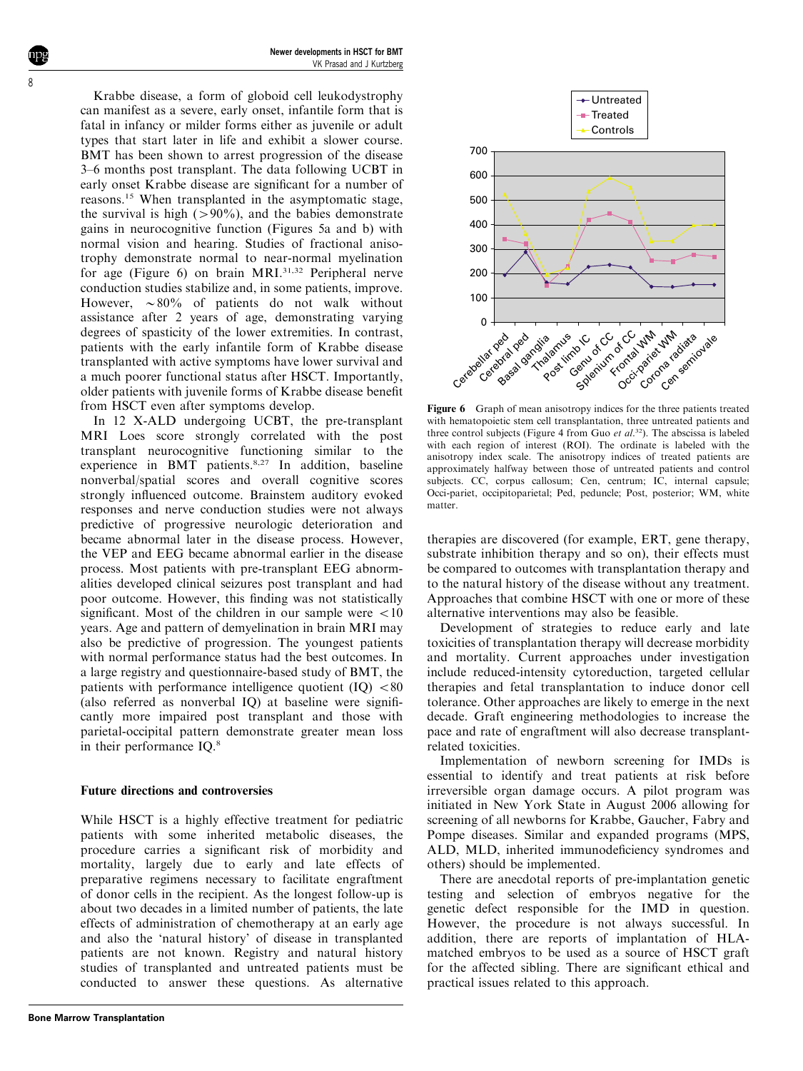Krabbe disease, a form of globoid cell leukodystrophy can manifest as a severe, early onset, infantile form that is fatal in infancy or milder forms either as juvenile or adult types that start later in life and exhibit a slower course. BMT has been shown to arrest progression of the disease 3–6 months post transplant. The data following UCBT in early onset Krabbe disease are significant for a number of reasons.[15] When transplanted in the asymptomatic stage, the survival is high (>90%), and the babies demonstrate gains in neurocognitive function (Figures 5a and b) with normal vision and hearing. Studies of fractional anisotrophy demonstrate normal to near-normal myelination for age (Figure 6) on brain MRI.[31,32] Peripheral nerve conduction studies stabilize and, in some patients, improve. However, ~80% of patients do not walk without assistance after 2 years of age, demonstrating varying degrees of spasticity of the lower extremities. In contrast, patients with the early infantile form of Krabbe disease transplanted with active symptoms have lower survival and a much poorer functional status after HSCT. Importantly, older patients with juvenile forms of Krabbe disease benefit from HSCT even after symptoms develop.

In 12 X-ALD undergoing UCBT, the pre-transplant MRI Loes score strongly correlated with the post transplant neurocognitive functioning similar to the experience in BMT patients.[8,27] In addition, baseline nonverbal/spatial scores and overall cognitive scores strongly influenced outcome. Brainstem auditory evoked responses and nerve conduction studies were not always predictive of progressive neurologic deterioration and became abnormal later in the disease process. However, the VEP and EEG became abnormal earlier in the disease process. Most patients with pre-transplant EEG abnormalities developed clinical seizures post transplant and had poor outcome. However, this finding was not statistically significant. Most of the children in our sample were <10 years. Age and pattern of demyelination in brain MRI may also be predictive of progression. The youngest patients with normal performance status had the best outcomes. In a large registry and questionnaire-based study of BMT, the patients with performance intelligence quotient (IQ) <80 (also referred as nonverbal IQ) at baseline were significantly more impaired post transplant and those with parietal-occipital pattern demonstrate greater mean loss in their performance IQ.[8]

**Figure 6** Graph of mean anisotropy indices for the three patients treated with hematopoietic stem cell transplantation, three untreated patients and three control subjects (Figure 4 from Guo *et al.*[32]). The abscissa is labeled with each region of interest (ROI). The ordinate is labeled with the anisotropy index scale. The anisotropy indices of treated patients are approximately halfway between those of untreated patients and control subjects. CC, corpus callosum; Cen, centrum; IC, internal capsule; Occi-pariet, occipitoparietal; Ped, peduncle; Post, posterior; WM, white matter.

## Future directions and controversies

While HSCT is a highly effective treatment for pediatric patients with some inherited metabolic diseases, the procedure carries a significant risk of morbidity and mortality, largely due to early and late effects of preparative regimens necessary to facilitate engraftment of donor cells in the recipient. As the longest follow-up is about two decades in a limited number of patients, the late effects of administration of chemotherapy at an early age and also the 'natural history' of disease in transplanted patients are not known. Registry and natural history studies of transplanted and untreated patients must be conducted to answer these questions. As alternative therapies are discovered (for example, ERT, gene therapy, substrate inhibition therapy and so on), their effects must be compared to outcomes with transplantation therapy and to the natural history of the disease without any treatment. Approaches that combine HSCT with one or more of these alternative interventions may also be feasible.

Development of strategies to reduce early and late toxicities of transplantation therapy will decrease morbidity and mortality. Current approaches under investigation include reduced-intensity cytoreduction, targeted cellular therapies and fetal transplantation to induce donor cell tolerance. Other approaches are likely to emerge in the next decade. Graft engineering methodologies to increase the pace and rate of engraftment will also decrease transplant-related toxicities.

Implementation of newborn screening for IMDs is essential to identify and treat patients at risk before irreversible organ damage occurs. A pilot program was initiated in New York State in August 2006 allowing for screening of all newborns for Krabbe, Gaucher, Fabry and Pompe diseases. Similar and expanded programs (MPS, ALD, MLD, inherited immunodeficiency syndromes and others) should be implemented.

There are anecdotal reports of pre-implantation genetic testing and selection of embryos negative for the genetic defect responsible for the IMD in question. However, the procedure is not always successful. In addition, there are reports of implantation of HLA-matched embryos to be used as a source of HSCT graft for the affected sibling. There are significant ethical and practical issues related to this approach.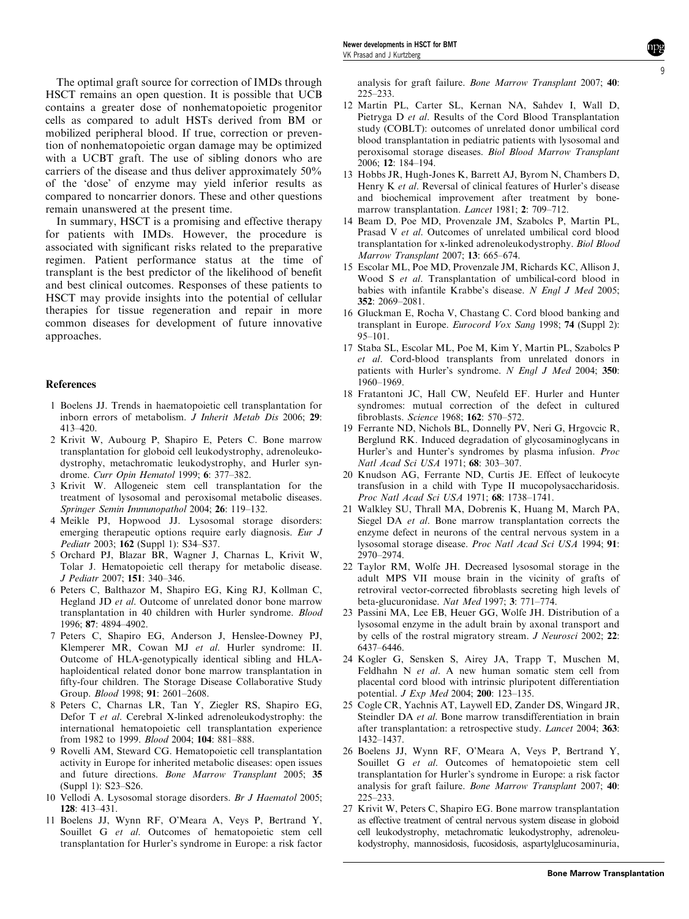The optimal graft source for correction of IMDs through HSCT remains an open question. It is possible that UCB contains a greater dose of nonhematopoietic progenitor cells as compared to adult HSTs derived from BM or mobilized peripheral blood. If true, correction or prevention of nonhematopoietic organ damage may be optimized with a UCBT graft. The use of sibling donors who are carriers of the disease and thus deliver approximately 50% of the 'dose' of enzyme may yield inferior results as compared to noncarrier donors. These and other questions remain unanswered at the present time.

In summary, HSCT is a promising and effective therapy for patients with IMDs. However, the procedure is associated with significant risks related to the preparative regimen. Patient performance status at the time of transplant is the best predictor of the likelihood of benefit and best clinical outcomes. Responses of these patients to HSCT may provide insights into the potential of cellular therapies for tissue regeneration and repair in more common diseases for development of future innovative approaches.

## References

1. Boelens JJ. Trends in haematopoietic cell transplantation for inborn errors of metabolism. *J Inherit Metab Dis* 2006; **29**: 413–420.
2. Krivit W, Aubourg P, Shapiro E, Peters C. Bone marrow transplantation for globoid cell leukodystrophy, adrenoleukodystrophy, metachromatic leukodystrophy, and Hurler syndrome. *Curr Opin Hematol* 1999; **6**: 377–382.
3. Krivit W. Allogeneic stem cell transplantation for the treatment of lysosomal and peroxisomal metabolic diseases. *Springer Semin Immunopathol* 2004; **26**: 119–132.
4. Meikle PJ, Hopwood JJ. Lysosomal storage disorders: emerging therapeutic options require early diagnosis. *Eur J Pediatr* 2003; **162** (Suppl 1): S34–S37.
5. Orchard PJ, Blazar BR, Wagner J, Charnas L, Krivit W, Tolar J. Hematopoietic cell therapy for metabolic disease. *J Pediatr* 2007; **151**: 340–346.
6. Peters C, Balthazor M, Shapiro EG, King RJ, Kollman C, Hegland JD *et al*. Outcome of unrelated donor bone marrow transplantation in 40 children with Hurler syndrome. *Blood* 1996; **87**: 4894–4902.
7. Peters C, Shapiro EG, Anderson J, Henslee-Downey PJ, Klemperer MR, Cowan MJ *et al*. Hurler syndrome: II. Outcome of HLA-genotypically identical sibling and HLA-haploidentical related donor bone marrow transplantation in fifty-four children. The Storage Disease Collaborative Study Group. *Blood* 1998; **91**: 2601–2608.
8. Peters C, Charnas LR, Tan Y, Ziegler RS, Shapiro EG, Defor T *et al*. Cerebral X-linked adrenoleukodystrophy: the international hematopoietic cell transplantation experience from 1982 to 1999. *Blood* 2004; **104**: 881–888.
9. Rovelli AM, Steward CG. Hematopoietic cell transplantation activity in Europe for inherited metabolic diseases: open issues and future directions. *Bone Marrow Transplant* 2005; **35** (Suppl 1): S23–S26.
10. Vellodi A. Lysosomal storage disorders. *Br J Haematol* 2005; **128**: 413–431.
11. Boelens JJ, Wynn RF, O'Meara A, Veys P, Bertrand Y, Souillet G *et al*. Outcomes of hematopoietic stem cell transplantation for Hurler's syndrome in Europe: a risk factor analysis for graft failure. *Bone Marrow Transplant* 2007; **40**: 225–233.
12. Martin PL, Carter SL, Kernan NA, Sahdev I, Wall D, Pietryga D *et al*. Results of the Cord Blood Transplantation study (COBLT): outcomes of unrelated donor umbilical cord blood transplantation in pediatric patients with lysosomal and peroxisomal storage diseases. *Biol Blood Marrow Transplant* 2006; **12**: 184–194.
13. Hobbs JR, Hugh-Jones K, Barrett AJ, Byrom N, Chambers D, Henry K *et al*. Reversal of clinical features of Hurler's disease and biochemical improvement after treatment by bone-marrow transplantation. *Lancet* 1981; **2**: 709–712.
14. Beam D, Poe MD, Provenzale JM, Szabolcs P, Martin PL, Prasad V *et al*. Outcomes of unrelated umbilical cord blood transplantation for x-linked adrenoleukodystrophy. *Biol Blood Marrow Transplant* 2007; **13**: 665–674.
15. Escolar ML, Poe MD, Provenzale JM, Richards KC, Allison J, Wood S *et al*. Transplantation of umbilical-cord blood in babies with infantile Krabbe's disease. *N Engl J Med* 2005; **352**: 2069–2081.
16. Gluckman E, Rocha V, Chastang C. Cord blood banking and transplant in Europe. *Eurocord Vox Sang* 1998; **74** (Suppl 2): 95–101.
17. Staba SL, Escolar ML, Poe M, Kim Y, Martin PL, Szabolcs P *et al*. Cord-blood transplants from unrelated donors in patients with Hurler's syndrome. *N Engl J Med* 2004; **350**: 1960–1969.
18. Fratantoni JC, Hall CW, Neufeld EF. Hurler and Hunter syndromes: mutual correction of the defect in cultured fibroblasts. *Science* 1968; **162**: 570–572.
19. Ferrante ND, Nichols BL, Donnelly PV, Neri G, Hrgovcic R, Berglund RK. Induced degradation of glycosaminoglycans in Hurler's and Hunter's syndromes by plasma infusion. *Proc Natl Acad Sci USA* 1971; **68**: 303–307.
20. Knudson AG, Ferrante ND, Curtis JE. Effect of leukocyte transfusion in a child with Type II mucopolysaccharidosis. *Proc Natl Acad Sci USA* 1971; **68**: 1738–1741.
21. Walkley SU, Thrall MA, Dobrenis K, Huang M, March PA, Siegel DA *et al*. Bone marrow transplantation corrects the enzyme defect in neurons of the central nervous system in a lysosomal storage disease. *Proc Natl Acad Sci USA* 1994; **91**: 2970–2974.
22. Taylor RM, Wolfe JH. Decreased lysosomal storage in the adult MPS VII mouse brain in the vicinity of grafts of retroviral vector-corrected fibroblasts secreting high levels of beta-glucuronidase. *Nat Med* 1997; **3**: 771–774.
23. Passini MA, Lee EB, Heuer GG, Wolfe JH. Distribution of a lysosomal enzyme in the adult brain by axonal transport and by cells of the rostral migratory stream. *J Neurosci* 2002; **22**: 6437–6446.
24. Kogler G, Sensken S, Airey JA, Trapp T, Muschen M, Feldhahn N *et al*. A new human somatic stem cell from placental cord blood with intrinsic pluripotent differentiation potential. *J Exp Med* 2004; **200**: 123–135.
25. Cogle CR, Yachnis AT, Laywell ED, Zander DS, Wingard JR, Steindler DA *et al*. Bone marrow transdifferentiation in brain after transplantation: a retrospective study. *Lancet* 2004; **363**: 1432–1437.
26. Boelens JJ, Wynn RF, O'Meara A, Veys P, Bertrand Y, Souillet G *et al*. Outcomes of hematopoietic stem cell transplantation for Hurler's syndrome in Europe: a risk factor analysis for graft failure. *Bone Marrow Transplant* 2007; **40**: 225–233.
27. Krivit W, Peters C, Shapiro EG. Bone marrow transplantation as effective treatment of central nervous system disease in globoid cell leukodystrophy, metachromatic leukodystrophy, adrenoleukodystrophy, mannosidosis, fucosidosis, aspartylglucosaminuria,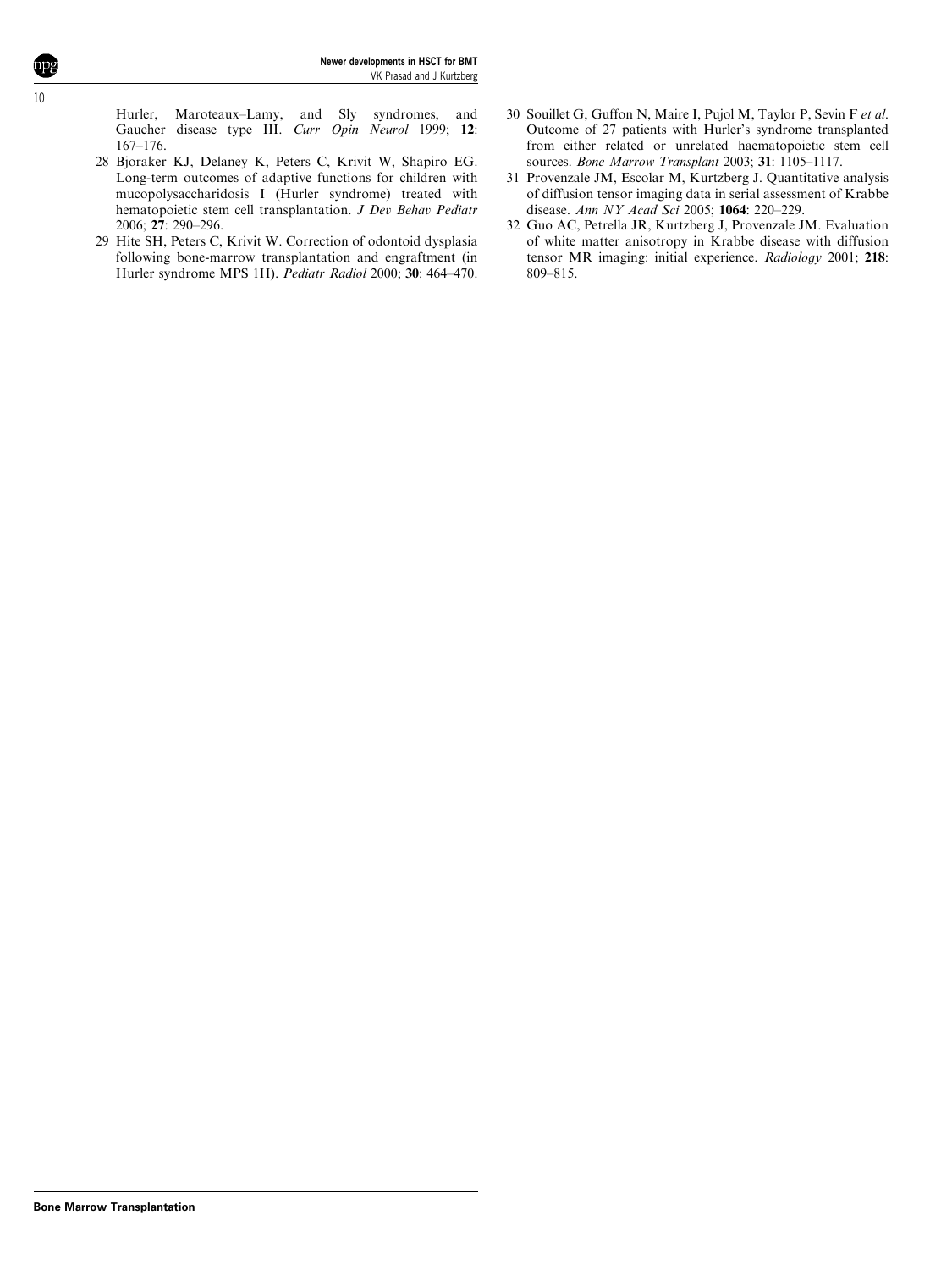Hurler, Maroteaux–Lamy, and Sly syndromes, and Gaucher disease type III. *Curr Opin Neurol* 1999; **12**: 167–176.

28 Bjoraker KJ, Delaney K, Peters C, Krivit W, Shapiro EG. Long-term outcomes of adaptive functions for children with mucopolysaccharidosis I (Hurler syndrome) treated with hematopoietic stem cell transplantation. *J Dev Behav Pediatr* 2006; **27**: 290–296.

29 Hite SH, Peters C, Krivit W. Correction of odontoid dysplasia following bone-marrow transplantation and engraftment (in Hurler syndrome MPS 1H). *Pediatr Radiol* 2000; **30**: 464–470.

30 Souillet G, Guffon N, Maire I, Pujol M, Taylor P, Sevin F *et al*. Outcome of 27 patients with Hurler's syndrome transplanted from either related or unrelated haematopoietic stem cell sources. *Bone Marrow Transplant* 2003; **31**: 1105–1117.

31 Provenzale JM, Escolar M, Kurtzberg J. Quantitative analysis of diffusion tensor imaging data in serial assessment of Krabbe disease. *Ann NY Acad Sci* 2005; **1064**: 220–229.

32 Guo AC, Petrella JR, Kurtzberg J, Provenzale JM. Evaluation of white matter anisotropy in Krabbe disease with diffusion tensor MR imaging: initial experience. *Radiology* 2001; **218**: 809–815.